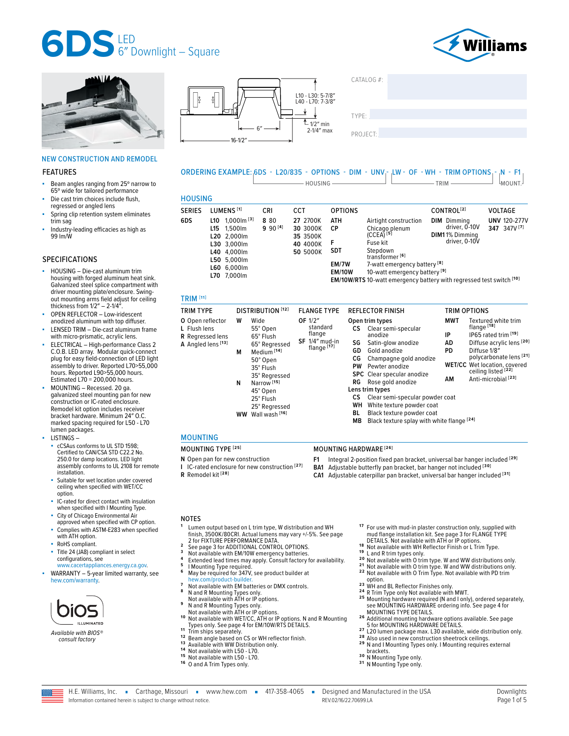# 6DS LED 6" Downlight – Square

CATALOG #:

TYPE:

PROJECT:

L10 - L30: 5-7/8"
L40 - L70: 7-3/8"

1/2" min
2-1/4" max

6"

16-1/2"

NEW CONSTRUCTION AND REMODEL

## FEATURES

- Beam angles ranging from 25º narrow to 65º wide for tailored performance
- Die cast trim choices include flush, regressed or angled lens
- Spring clip retention system eliminates trim sag
- Industry-leading efficacies as high as 99 lm/W

## SPECIFICATIONS

- HOUSING – Die-cast aluminum trim housing with forged aluminum heat sink. Galvanized steel splice compartment with driver mounting plate/enclosure. Swing-out mounting arms field adjust for ceiling thickness from 1/2" – 2-1/4".
- OPEN REFLECTOR – Low-iridescent anodized aluminum with top diffuser.
- LENSED TRIM – Die-cast aluminum frame with micro-prismatic, acrylic lens.
- ELECTRICAL – High-performance Class 2 C.O.B. LED array. Modular quick-connect plug for easy field-connection of LED light assembly to driver. Reported L70>55,000 hours. Reported L90>55,000 hours. Estimated L70 = 200,000 hours.
- MOUNTING – Recessed. 20 ga. galvanized steel mounting pan for new construction or IC-rated enclosure. Remodel kit option includes receiver bracket hardware. Minimum 24" O.C. marked spacing required for L50 - L70 lumen packages.
- LISTINGS –
  - cCSAus conforms to UL STD 1598; Certified to CAN/CSA STD C22.2 No. 250.0 for damp locations. LED light assembly conforms to UL 2108 for remote installation.
  - Suitable for wet location under covered ceiling when specified with WET/CC option.
  - IC-rated for direct contact with insulation when specified with I Mounting Type.
  - City of Chicago Environmental Air approved when specified with CP option.
  - Complies with ASTM-E283 when specified with ATH option.
  - RoHS compliant.
  - Title 24 (JA8) compliant in select configurations, see www.cacertappliances.energy.ca.gov.
- WARRANTY – 5-year limited warranty, see hew.com/warranty.

bios ILLUMINATED
*Available with BIOS® consult factory*

ORDERING EXAMPLE: 6DS - L20/835 - OPTIONS - DIM - UNV - LW - OF - WH - TRIM OPTIONS - N - F1
(HOUSING: 6DS through UNV; TRIM: LW through TRIM OPTIONS; MOUNT.: N - F1)

## HOUSING

| SERIES | LUMENS [1] | CRI | CCT | OPTIONS | CONTROL [2] | VOLTAGE |
|---|---|---|---|---|---|---|
| 6DS | L10 1,000lm [3] | 8 80 | 27 2700K | ATH Airtight construction | DIM Dimming driver, 0-10V | UNV 120-277V |
| | L15 1,500lm | 9 90 [4] | 30 3000K | CP Chicago plenum (CCEA) [5] | DIM1 1% Dimming driver, 0-10V | 347 347V [7] |
| | L20 2,000lm | | 35 3500K | F Fuse kit | | |
| | L30 3,000lm | | 40 4000K | SDT Stepdown transformer [6] | | |
| | L40 4,000lm | | 50 5000K | EM/7W 7-watt emergency battery [8] | | |
| | L50 5,000lm | | | EM/10W 10-watt emergency battery [9] | | |
| | L60 6,000lm | | | EM/10W/RTS 10-watt emergency battery with regressed test switch [10] | | |
| | L70 7,000lm | | | | | |

## TRIM [11]

| TRIM TYPE | DISTRIBUTION [12] | FLANGE TYPE | REFLECTOR FINISH | TRIM OPTIONS |
|---|---|---|---|---|
| O Open reflector | W Wide: 55° Open, 65° Flush, 65° Regressed | OF 1/2" standard flange | **Open trim types** | MWT Textured white trim flange [18] |
| L Flush lens | M Medium [14]: 50° Open, 35° Flush, 35° Regressed | SF 1/4" mud-in flange [17] | CS Clear semi-specular anodize | IP IP65 rated trim [19] |
| R Regressed lens | N Narrow [15]: 45° Open, 25° Flush, 25° Regressed | | SG Satin-glow anodize | AD Diffuse acrylic lens [20] |
| A Angled lens [13] | WW Wall wash [16] | | GD Gold anodize | PD Diffuse 1/8" polycarbonate lens [21] |
| | | | CG Champagne gold anodize | WET/CC Wet location, covered ceiling listed [22] |
| | | | PW Pewter anodize | AM Anti-microbial [23] |
| | | | SPC Clear specular anodize | |
| | | | RG Rose gold anodize | |
| | | | **Lens trim types** | |
| | | | CS Clear semi-specular powder coat | |
| | | | WH White texture powder coat | |
| | | | BL Black texture powder coat | |
| | | | MB Black texture splay with white flange [24] | |

## MOUNTING

| MOUNTING TYPE [25] | MOUNTING HARDWARE [26] |
|---|---|
| N Open pan for new construction | F1 Integral 2-position fixed pan bracket, universal bar hanger included [29] |
| I IC-rated enclosure for new construction [27] | BA1 Adjustable butterfly pan bracket, bar hanger not included [30] |
| R Remodel kit [28] | CA1 Adjustable caterpillar pan bracket, universal bar hanger included [31] |

## NOTES

1. Lumen output based on L trim type, W distribution and WH finish, 3500K/80CRI. Actual lumens may vary +/-5%. See page 2 for FIXTURE PERFORMANCE DATA.
2. See page 3 for ADDITIONAL CONTROL OPTIONS.
3. Not available with EM/10W emergency batteries.
4. Extended lead times may apply. Consult factory for availability.
5. I Mounting Type required.
6. May be required for 347V, see product builder at hew.com/product-builder.
7. Not available with EM batteries or DMX controls.
8. N and R Mounting Types only. Not available with ATH or IP options.
9. N and R Mounting Types only. Not available with ATH or IP options.
10. Not available with WET/CC, ATH or IP options. N and R Mounting Types only. See page 4 for EM/10W/RTS DETAILS.
11. Trim ships separately.
12. Beam angle based on CS or WH reflector finish.
13. Available with WW Distribution only.
14. Not available with L50 - L70.
15. Not available with L50 - L70.
16. O and A Trim Types only.
17. For use with mud-in plaster construction only, supplied with mud flange installation kit. See page 3 for FLANGE TYPE DETAILS. Not available with ATH or IP options.
18. Not available with WH Reflector Finish or L Trim Type.
19. L and R trim types only.
20. Not available with O trim type. W and WW distributions only.
21. Not available with O trim type. W and WW distributions only.
22. Not available with O Trim Type. Not available with PD trim option.
23. WH and BL Reflector Finishes only.
24. R Trim Type only Not available with MWT.
25. Mounting hardware required (N and I only), ordered separately, see MOUNTING HARDWARE ordering info. See page 4 for MOUNTING TYPE DETAILS.
26. Additional mounting hardware options available. See page 5 for MOUNTING HARDWARE DETAILS.
27. L20 lumen package max. L30 available, wide distribution only.
28. Also used in new construction sheetrock ceilings.
29. N and I Mounting Types only. I Mounting requires external brackets.
30. N Mounting Type only.
31. N Mounting Type only.

H.E. Williams, Inc. ▪ Carthage, Missouri ▪ www.hew.com ▪ 417-358-4065 ▪ Designed and Manufactured in the USA
Information contained herein is subject to change without notice. REV.02/16/22.70699.LA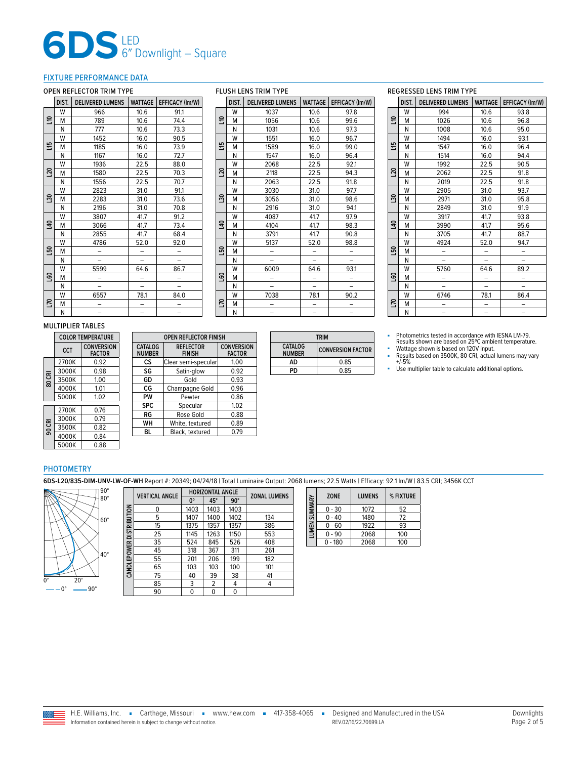# 6DS LED 6" Downlight – Square

## FIXTURE PERFORMANCE DATA

### OPEN REFLECTOR TRIM TYPE

| | DIST. | DELIVERED LUMENS | WATTAGE | EFFICACY (lm/W) |
|---|---|---|---|---|
| L10 | W | 966 | 10.6 | 91.1 |
| | M | 789 | 10.6 | 74.4 |
| | N | 777 | 10.6 | 73.3 |
| L15 | W | 1452 | 16.0 | 90.5 |
| | M | 1185 | 16.0 | 73.9 |
| | N | 1167 | 16.0 | 72.7 |
| L20 | W | 1936 | 22.5 | 88.0 |
| | M | 1580 | 22.5 | 70.3 |
| | N | 1556 | 22.5 | 70.7 |
| L30 | W | 2823 | 31.0 | 91.1 |
| | M | 2283 | 31.0 | 73.6 |
| | N | 2196 | 31.0 | 70.8 |
| L40 | W | 3807 | 41.7 | 91.2 |
| | M | 3066 | 41.7 | 73.4 |
| | N | 2855 | 41.7 | 68.4 |
| L50 | W | 4786 | 52.0 | 92.0 |
| | M | – | – | – |
| | N | – | – | – |
| L60 | W | 5599 | 64.6 | 86.7 |
| | M | – | – | – |
| | N | – | – | – |
| L70 | W | 6557 | 78.1 | 84.0 |
| | M | – | – | – |
| | N | – | – | – |

### FLUSH LENS TRIM TYPE

| | DIST. | DELIVERED LUMENS | WATTAGE | EFFICACY (lm/W) |
|---|---|---|---|---|
| L10 | W | 1037 | 10.6 | 97.8 |
| | M | 1056 | 10.6 | 99.6 |
| | N | 1031 | 10.6 | 97.3 |
| L15 | W | 1551 | 16.0 | 96.7 |
| | M | 1589 | 16.0 | 99.0 |
| | N | 1547 | 16.0 | 96.4 |
| L20 | W | 2068 | 22.5 | 92.1 |
| | M | 2118 | 22.5 | 94.3 |
| | N | 2063 | 22.5 | 91.8 |
| L30 | W | 3030 | 31.0 | 97.7 |
| | M | 3056 | 31.0 | 98.6 |
| | N | 2916 | 31.0 | 94.1 |
| L40 | W | 4087 | 41.7 | 97.9 |
| | M | 4104 | 41.7 | 98.3 |
| | N | 3791 | 41.7 | 90.8 |
| L50 | W | 5137 | 52.0 | 98.8 |
| | M | – | – | – |
| | N | – | – | – |
| L60 | W | 6009 | 64.6 | 93.1 |
| | M | – | – | – |
| | N | – | – | – |
| L70 | W | 7038 | 78.1 | 90.2 |
| | M | – | – | – |
| | N | – | – | – |

### REGRESSED LENS TRIM TYPE

| | DIST. | DELIVERED LUMENS | WATTAGE | EFFICACY (lm/W) |
|---|---|---|---|---|
| L10 | W | 994 | 10.6 | 93.8 |
| | M | 1026 | 10.6 | 96.8 |
| | N | 1008 | 10.6 | 95.0 |
| L15 | W | 1494 | 16.0 | 93.1 |
| | M | 1547 | 16.0 | 96.4 |
| | N | 1514 | 16.0 | 94.4 |
| L20 | W | 1992 | 22.5 | 90.5 |
| | M | 2062 | 22.5 | 91.8 |
| | N | 2019 | 22.5 | 91.8 |
| L30 | W | 2905 | 31.0 | 93.7 |
| | M | 2971 | 31.0 | 95.8 |
| | N | 2849 | 31.0 | 91.9 |
| L40 | W | 3917 | 41.7 | 93.8 |
| | M | 3990 | 41.7 | 95.6 |
| | N | 3705 | 41.7 | 88.7 |
| L50 | W | 4924 | 52.0 | 94.7 |
| | M | – | – | – |
| | N | – | – | – |
| L60 | W | 5760 | 64.6 | 89.2 |
| | M | – | – | – |
| | N | – | – | – |
| L70 | W | 6746 | 78.1 | 86.4 |
| | M | – | – | – |
| | N | – | – | – |

### MULTIPLIER TABLES

| COLOR TEMPERATURE | | |
|---|---|---|
| | CCT | CONVERSION FACTOR |
| 80 CRI | 2700K | 0.92 |
| | 3000K | 0.98 |
| | 3500K | 1.00 |
| | 4000K | 1.01 |
| | 5000K | 1.02 |
| 90 CRI | 2700K | 0.76 |
| | 3000K | 0.79 |
| | 3500K | 0.82 |
| | 4000K | 0.84 |
| | 5000K | 0.88 |

| OPEN REFLECTOR FINISH | | |
|---|---|---|
| CATALOG NUMBER | REFLECTOR FINISH | CONVERSION FACTOR |
| CS | Clear semi-specular | 1.00 |
| SG | Satin-glow | 0.92 |
| GD | Gold | 0.93 |
| CG | Champagne Gold | 0.96 |
| PW | Pewter | 0.86 |
| SPC | Specular | 1.02 |
| RG | Rose Gold | 0.88 |
| WH | White, textured | 0.89 |
| BL | Black, textured | 0.79 |

| TRIM | |
|---|---|
| CATALOG NUMBER | CONVERSION FACTOR |
| AD | 0.85 |
| PD | 0.85 |

- Photometrics tested in accordance with IESNA LM-79. Results shown are based on 25ºC ambient temperature.
- Wattage shown is based on 120V input.
- Results based on 3500K, 80 CRI, actual lumens may vary +/-5%
- Use multiplier table to calculate additional options.

## PHOTOMETRY

**6DS-L20/835-DIM-UNV-LW-OF-WH** Report #: 20349; 04/24/18 | Total Luminaire Output: 2068 lumens; 22.5 Watts | Efficacy: 92.1 lm/W | 83.5 CRI; 3456K CCT

**CANDLEPOWER DISTRIBUTION**

| VERTICAL ANGLE | HORIZONTAL ANGLE 0° | 45° | 90° | ZONAL LUMENS |
|---|---|---|---|---|
| 0 | 1403 | 1403 | 1403 | |
| 5 | 1407 | 1400 | 1402 | 134 |
| 15 | 1375 | 1357 | 1357 | 386 |
| 25 | 1145 | 1263 | 1150 | 553 |
| 35 | 524 | 845 | 526 | 408 |
| 45 | 318 | 367 | 311 | 261 |
| 55 | 201 | 206 | 199 | 182 |
| 65 | 103 | 103 | 100 | 101 |
| 75 | 40 | 39 | 38 | 41 |
| 85 | 3 | 2 | 4 | 4 |
| 90 | 0 | 0 | 0 | |

**LUMEN SUMMARY**

| ZONE | LUMENS | % FIXTURE |
|---|---|---|
| 0 - 30 | 1072 | 52 |
| 0 - 40 | 1480 | 72 |
| 0 - 60 | 1922 | 93 |
| 0 - 90 | 2068 | 100 |
| 0 - 180 | 2068 | 100 |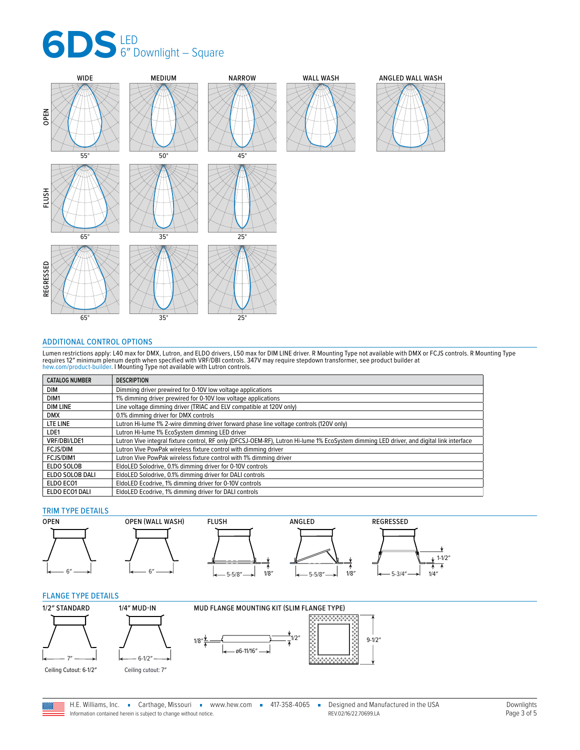# 6DS LED 6″ Downlight – Square

| | WIDE | MEDIUM | NARROW | WALL WASH | ANGLED WALL WASH |
|---|---|---|---|---|---|
| OPEN | 55° | 50° | 45° | | |
| FLUSH | 65° | 35° | 25° | | |
| REGRESSED | 65° | 35° | 25° | | |

## ADDITIONAL CONTROL OPTIONS

Lumen restrictions apply: L40 max for DMX, Lutron, and ELDO drivers, L50 max for DIM LINE driver. R Mounting Type not available with DMX or FCJS controls. R Mounting Type requires 12″ minimum plenum depth when specified with VRF/DBI controls. 347V may require stepdown transformer, see product builder at hew.com/product-builder. I Mounting Type not available with Lutron controls.

| CATALOG NUMBER | DESCRIPTION |
|---|---|
| DIM | Dimming driver prewired for 0-10V low voltage applications |
| DIM1 | 1% dimming driver prewired for 0-10V low voltage applications |
| DIM LINE | Line voltage dimming driver (TRIAC and ELV compatible at 120V only) |
| DMX | 0.1% dimming driver for DMX controls |
| LTE LINE | Lutron Hi-lume 1% 2-wire dimming driver forward phase line voltage controls (120V only) |
| LDE1 | Lutron Hi-lume 1% EcoSystem dimming LED driver |
| VRF/DBI/LDE1 | Lutron Vive integral fixture control, RF only (DFCSJ-OEM-RF), Lutron Hi-lume 1% EcoSystem dimming LED driver, and digital link interface |
| FCJS/DIM | Lutron Vive PowPak wireless fixture control with dimming driver |
| FCJS/DIM1 | Lutron Vive PowPak wireless fixture control with 1% dimming driver |
| ELDO SOLOB | EldoLED Solodrive, 0.1% dimming driver for 0-10V controls |
| ELDO SOLOB DALI | EldoLED Solodrive, 0.1% dimming driver for DALI controls |
| ELDO ECO1 | EldoLED Ecodrive, 1% dimming driver for 0-10V controls |
| ELDO ECO1 DALI | EldoLED Ecodrive, 1% dimming driver for DALI controls |

## TRIM TYPE DETAILS

- **OPEN**: 6″
- **OPEN (WALL WASH)**: 6″
- **FLUSH**: 5-5/8″, 1/8″
- **ANGLED**: 5-5/8″, 1/8″
- **REGRESSED**: 5-3/4″, 1-1/2″, 1/4″

## FLANGE TYPE DETAILS

**1/2″ STANDARD**: 7″

Ceiling Cutout: 6-1/2″

**1/4″ MUD-IN**: 6-1/2″

Ceiling cutout: 7″

**MUD FLANGE MOUNTING KIT (SLIM FLANGE TYPE)**: 1/8″, 1/2″, ø6-11/16″, 9-1/2″

H.E. Williams, Inc. ▪ Carthage, Missouri ▪ www.hew.com ▪ 417-358-4065 ▪ Designed and Manufactured in the USA

Information contained herein is subject to change without notice. REV.02/16/22.70699.LA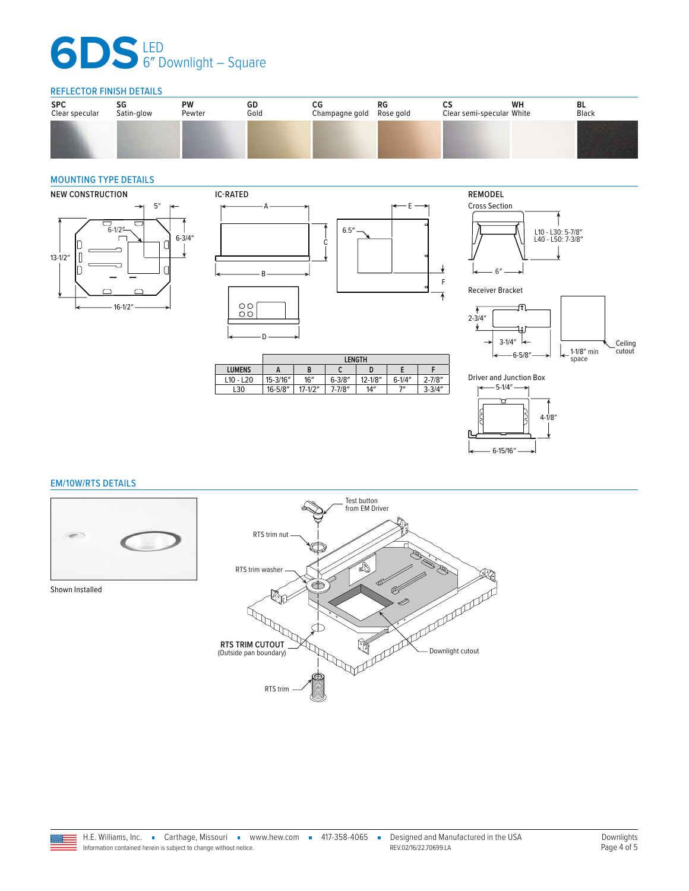# 6DS LED 6″ Downlight – Square

## REFLECTOR FINISH DETAILS

| SPC | SG | PW | GD | CG | RG | CS | WH | BL |
|---|---|---|---|---|---|---|---|---|
| Clear specular | Satin-glow | Pewter | Gold | Champagne gold | Rose gold | Clear semi-specular | White | Black |

## MOUNTING TYPE DETAILS

### NEW CONSTRUCTION

5″, 6-1/2″, 6-3/4″, 13-1/2″, 16-1/2″

### IC-RATED

A, B, C, D, E, F, 6.5″

| | LENGTH | | | | | |
|---|---|---|---|---|---|---|
| LUMENS | A | B | C | D | E | F |
| L10 - L20 | 15-3/16″ | 16″ | 6-3/8″ | 12-1/8″ | 6-1/4″ | 2-7/8″ |
| L30 | 16-5/8″ | 17-1/2″ | 7-7/8″ | 14″ | 7″ | 3-3/4″ |

### REMODEL

Cross Section

L10 - L30: 5-7/8″
L40 - L50: 7-3/8″
6″

Receiver Bracket

2-3/4″, 3-1/4″, 6-5/8″, 1-1/8″ min space, Ceiling cutout

Driver and Junction Box

5-1/4″, 4-1/8″, 6-15/16″

## EM/10W/RTS DETAILS

Shown Installed

Test button from EM Driver

RTS trim nut

RTS trim washer

**RTS TRIM CUTOUT** (Outside pan boundary)

Downlight cutout

RTS trim

H.E. Williams, Inc. ▪ Carthage, Missouri ▪ www.hew.com ▪ 417-358-4065 ▪ Designed and Manufactured in the USA
Information contained herein is subject to change without notice. REV.02/16/22.70699.LA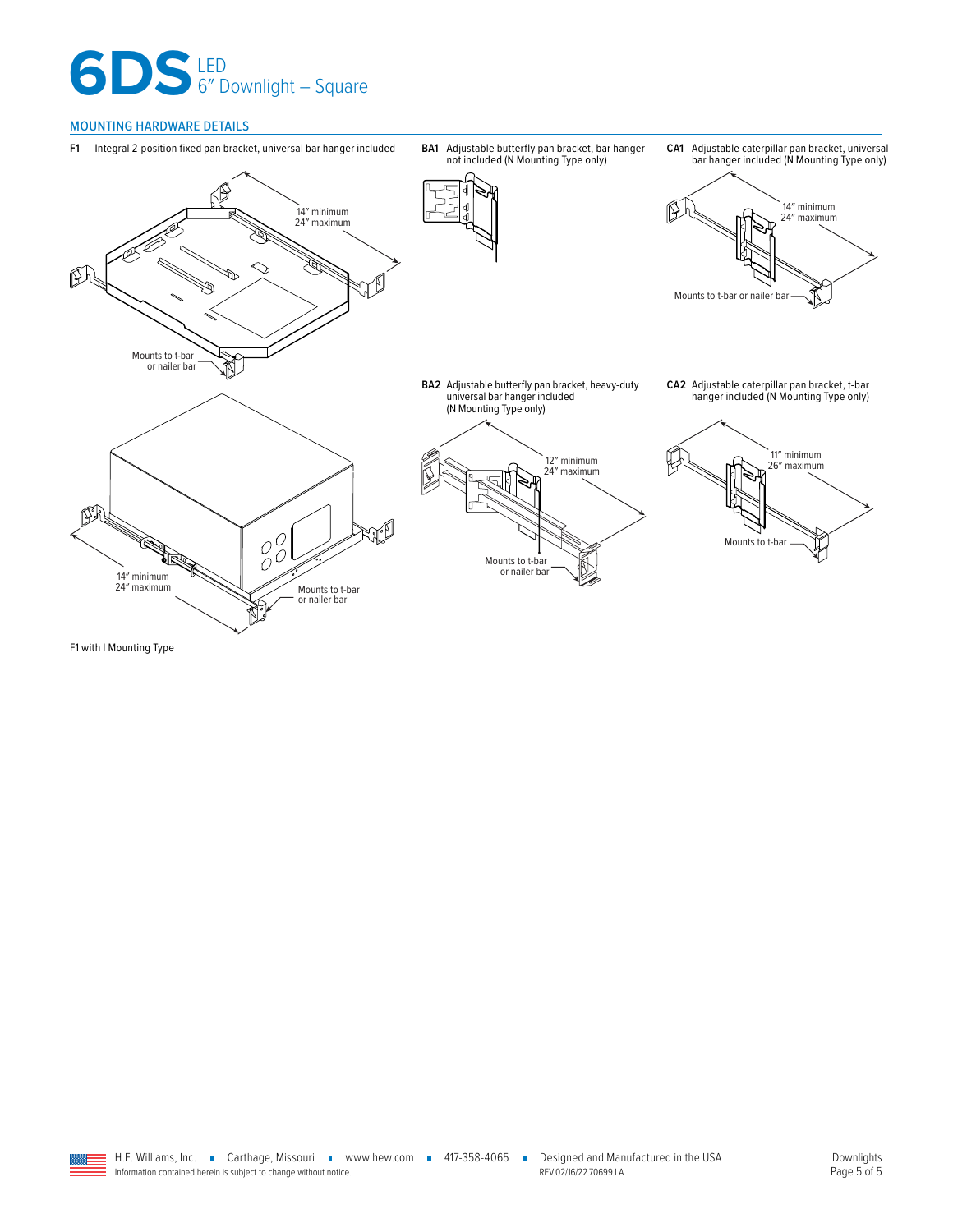# 6DS LED 6″ Downlight – Square

## MOUNTING HARDWARE DETAILS

**F1** Integral 2-position fixed pan bracket, universal bar hanger included

14″ minimum
24″ maximum

Mounts to t-bar or nailer bar

14″ minimum
24″ maximum

Mounts to t-bar or nailer bar

F1 with I Mounting Type

**BA1** Adjustable butterfly pan bracket, bar hanger not included (N Mounting Type only)

**BA2** Adjustable butterfly pan bracket, heavy-duty universal bar hanger included (N Mounting Type only)

12″ minimum
24″ maximum

Mounts to t-bar or nailer bar

**CA1** Adjustable caterpillar pan bracket, universal bar hanger included (N Mounting Type only)

14″ minimum
24″ maximum

Mounts to t-bar or nailer bar

**CA2** Adjustable caterpillar pan bracket, t-bar hanger included (N Mounting Type only)

11″ minimum
26″ maximum

Mounts to t-bar

H.E. Williams, Inc. ▪ Carthage, Missouri ▪ www.hew.com ▪ 417-358-4065 ▪ Designed and Manufactured in the USA

Information contained herein is subject to change without notice. REV.02/16/22.70699.LA